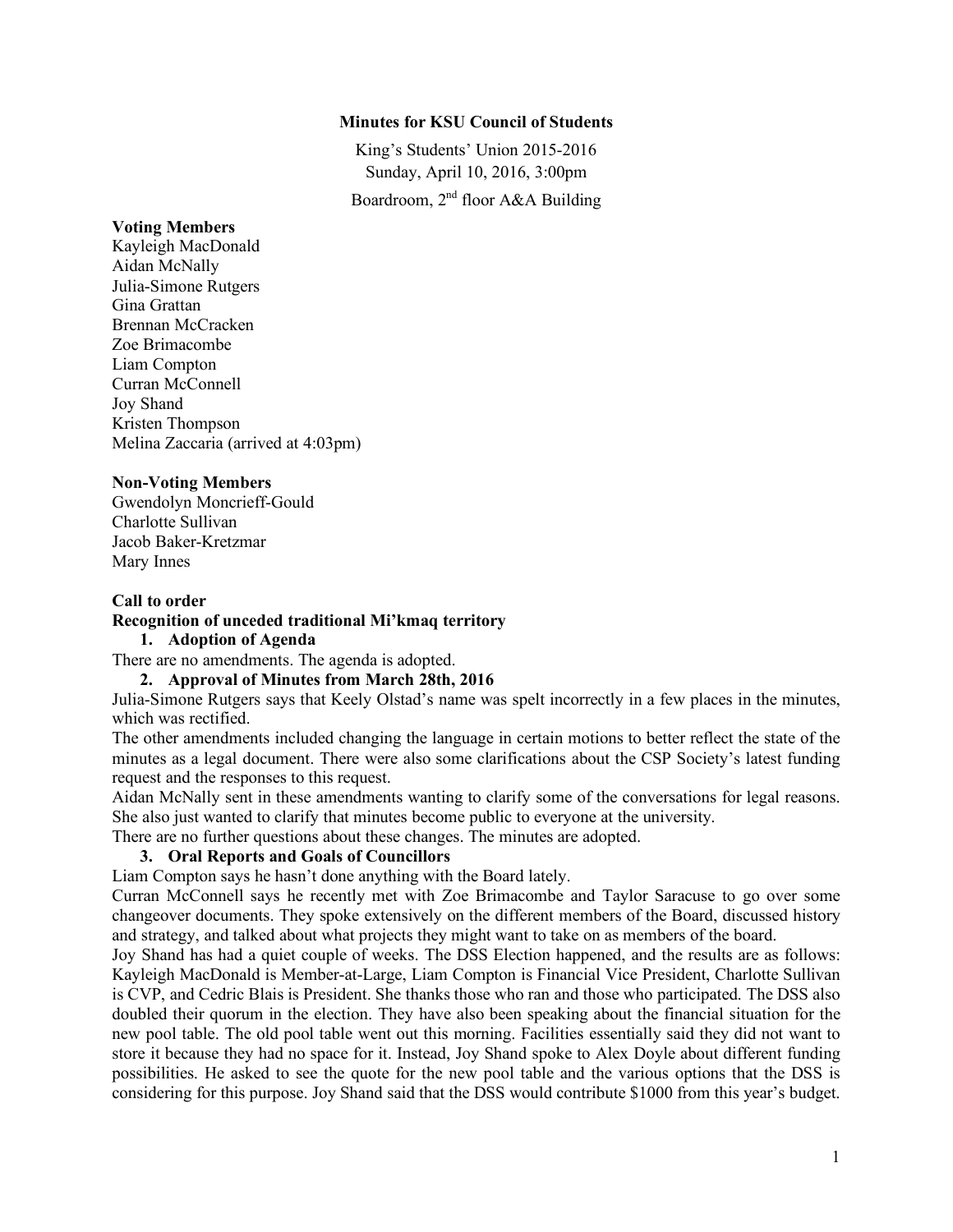# Minutes for KSU Council of Students

King's Students' Union 2015-2016
Sunday, April 10, 2016, 3:00pm
Boardroom, 2nd floor A&A Building

**Voting Members**
Kayleigh MacDonald
Aidan McNally
Julia-Simone Rutgers
Gina Grattan
Brennan McCracken
Zoe Brimacombe
Liam Compton
Curran McConnell
Joy Shand
Kristen Thompson
Melina Zaccaria (arrived at 4:03pm)

**Non-Voting Members**
Gwendolyn Moncrieff-Gould
Charlotte Sullivan
Jacob Baker-Kretzmar
Mary Innes

**Call to order**

**Recognition of unceded traditional Mi'kmaq territory**

1. **Adoption of Agenda**

There are no amendments. The agenda is adopted.

2. **Approval of Minutes from March 28th, 2016**

Julia-Simone Rutgers says that Keely Olstad's name was spelt incorrectly in a few places in the minutes, which was rectified.

The other amendments included changing the language in certain motions to better reflect the state of the minutes as a legal document. There were also some clarifications about the CSP Society's latest funding request and the responses to this request.

Aidan McNally sent in these amendments wanting to clarify some of the conversations for legal reasons. She also just wanted to clarify that minutes become public to everyone at the university.

There are no further questions about these changes. The minutes are adopted.

3. **Oral Reports and Goals of Councillors**

Liam Compton says he hasn't done anything with the Board lately.

Curran McConnell says he recently met with Zoe Brimacombe and Taylor Saracuse to go over some changeover documents. They spoke extensively on the different members of the Board, discussed history and strategy, and talked about what projects they might want to take on as members of the board.

Joy Shand has had a quiet couple of weeks. The DSS Election happened, and the results are as follows: Kayleigh MacDonald is Member-at-Large, Liam Compton is Financial Vice President, Charlotte Sullivan is CVP, and Cedric Blais is President. She thanks those who ran and those who participated. The DSS also doubled their quorum in the election. They have also been speaking about the financial situation for the new pool table. The old pool table went out this morning. Facilities essentially said they did not want to store it because they had no space for it. Instead, Joy Shand spoke to Alex Doyle about different funding possibilities. He asked to see the quote for the new pool table and the various options that the DSS is considering for this purpose. Joy Shand said that the DSS would contribute $1000 from this year's budget.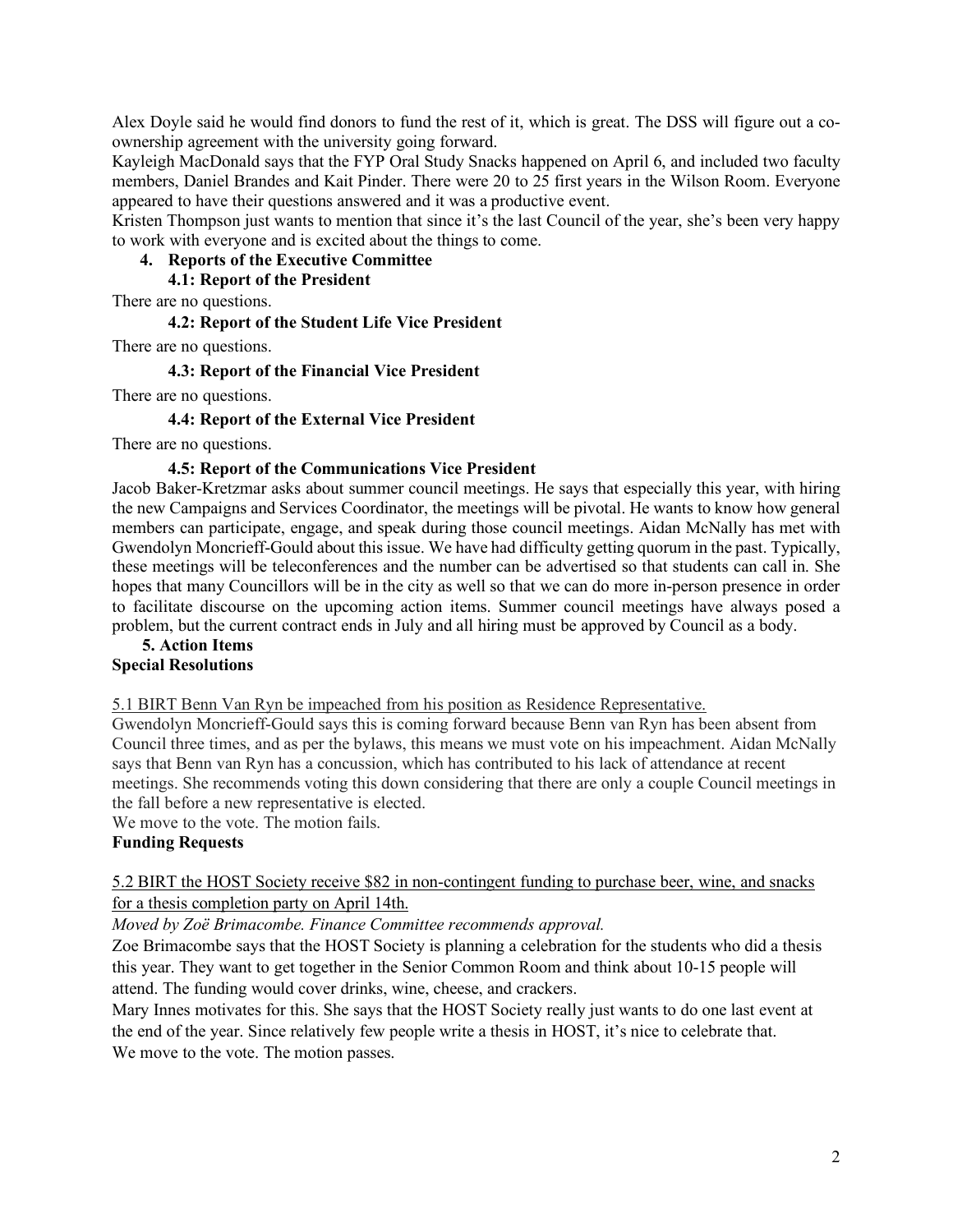Alex Doyle said he would find donors to fund the rest of it, which is great. The DSS will figure out a co-ownership agreement with the university going forward.

Kayleigh MacDonald says that the FYP Oral Study Snacks happened on April 6, and included two faculty members, Daniel Brandes and Kait Pinder. There were 20 to 25 first years in the Wilson Room. Everyone appeared to have their questions answered and it was a productive event.

Kristen Thompson just wants to mention that since it's the last Council of the year, she's been very happy to work with everyone and is excited about the things to come.

## 4. Reports of the Executive Committee

### 4.1: Report of the President

There are no questions.

### 4.2: Report of the Student Life Vice President

There are no questions.

### 4.3: Report of the Financial Vice President

There are no questions.

### 4.4: Report of the External Vice President

There are no questions.

### 4.5: Report of the Communications Vice President

Jacob Baker-Kretzmar asks about summer council meetings. He says that especially this year, with hiring the new Campaigns and Services Coordinator, the meetings will be pivotal. He wants to know how general members can participate, engage, and speak during those council meetings. Aidan McNally has met with Gwendolyn Moncrieff-Gould about this issue. We have had difficulty getting quorum in the past. Typically, these meetings will be teleconferences and the number can be advertised so that students can call in. She hopes that many Councillors will be in the city as well so that we can do more in-person presence in order to facilitate discourse on the upcoming action items. Summer council meetings have always posed a problem, but the current contract ends in July and all hiring must be approved by Council as a body.

## 5. Action Items

**Special Resolutions**

5.1 BIRT Benn Van Ryn be impeached from his position as Residence Representative.

Gwendolyn Moncrieff-Gould says this is coming forward because Benn van Ryn has been absent from Council three times, and as per the bylaws, this means we must vote on his impeachment. Aidan McNally says that Benn van Ryn has a concussion, which has contributed to his lack of attendance at recent meetings. She recommends voting this down considering that there are only a couple Council meetings in the fall before a new representative is elected.

We move to the vote. The motion fails.

**Funding Requests**

5.2 BIRT the HOST Society receive $82 in non-contingent funding to purchase beer, wine, and snacks for a thesis completion party on April 14th.

*Moved by Zoë Brimacombe. Finance Committee recommends approval.*

Zoe Brimacombe says that the HOST Society is planning a celebration for the students who did a thesis this year. They want to get together in the Senior Common Room and think about 10-15 people will attend. The funding would cover drinks, wine, cheese, and crackers.

Mary Innes motivates for this. She says that the HOST Society really just wants to do one last event at the end of the year. Since relatively few people write a thesis in HOST, it's nice to celebrate that.

We move to the vote. The motion passes.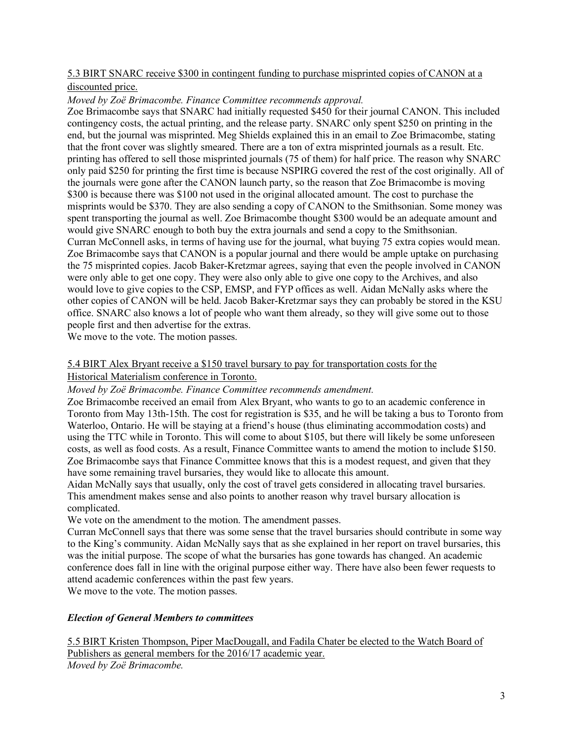<u>5.3 BIRT SNARC receive $300 in contingent funding to purchase misprinted copies of CANON at a discounted price.</u>

*Moved by Zoë Brimacombe. Finance Committee recommends approval.*

Zoe Brimacombe says that SNARC had initially requested $450 for their journal CANON. This included contingency costs, the actual printing, and the release party. SNARC only spent $250 on printing in the end, but the journal was misprinted. Meg Shields explained this in an email to Zoe Brimacombe, stating that the front cover was slightly smeared. There are a ton of extra misprinted journals as a result. Etc. printing has offered to sell those misprinted journals (75 of them) for half price. The reason why SNARC only paid $250 for printing the first time is because NSPIRG covered the rest of the cost originally. All of the journals were gone after the CANON launch party, so the reason that Zoe Brimacombe is moving $300 is because there was $100 not used in the original allocated amount. The cost to purchase the misprints would be $370. They are also sending a copy of CANON to the Smithsonian. Some money was spent transporting the journal as well. Zoe Brimacombe thought $300 would be an adequate amount and would give SNARC enough to both buy the extra journals and send a copy to the Smithsonian.

Curran McConnell asks, in terms of having use for the journal, what buying 75 extra copies would mean. Zoe Brimacombe says that CANON is a popular journal and there would be ample uptake on purchasing the 75 misprinted copies. Jacob Baker-Kretzmar agrees, saying that even the people involved in CANON were only able to get one copy. They were also only able to give one copy to the Archives, and also would love to give copies to the CSP, EMSP, and FYP offices as well. Aidan McNally asks where the other copies of CANON will be held. Jacob Baker-Kretzmar says they can probably be stored in the KSU office. SNARC also knows a lot of people who want them already, so they will give some out to those people first and then advertise for the extras.

We move to the vote. The motion passes.

<u>5.4 BIRT Alex Bryant receive a $150 travel bursary to pay for transportation costs for the Historical Materialism conference in Toronto.</u>

*Moved by Zoë Brimacombe. Finance Committee recommends amendment.*

Zoe Brimacombe received an email from Alex Bryant, who wants to go to an academic conference in Toronto from May 13th-15th. The cost for registration is $35, and he will be taking a bus to Toronto from Waterloo, Ontario. He will be staying at a friend's house (thus eliminating accommodation costs) and using the TTC while in Toronto. This will come to about $105, but there will likely be some unforeseen costs, as well as food costs. As a result, Finance Committee wants to amend the motion to include $150. Zoe Brimacombe says that Finance Committee knows that this is a modest request, and given that they have some remaining travel bursaries, they would like to allocate this amount.

Aidan McNally says that usually, only the cost of travel gets considered in allocating travel bursaries. This amendment makes sense and also points to another reason why travel bursary allocation is complicated.

We vote on the amendment to the motion. The amendment passes.

Curran McConnell says that there was some sense that the travel bursaries should contribute in some way to the King's community. Aidan McNally says that as she explained in her report on travel bursaries, this was the initial purpose. The scope of what the bursaries has gone towards has changed. An academic conference does fall in line with the original purpose either way. There have also been fewer requests to attend academic conferences within the past few years.

We move to the vote. The motion passes.

***Election of General Members to committees***

<u>5.5 BIRT Kristen Thompson, Piper MacDougall, and Fadila Chater be elected to the Watch Board of Publishers as general members for the 2016/17 academic year.</u>

*Moved by Zoë Brimacombe.*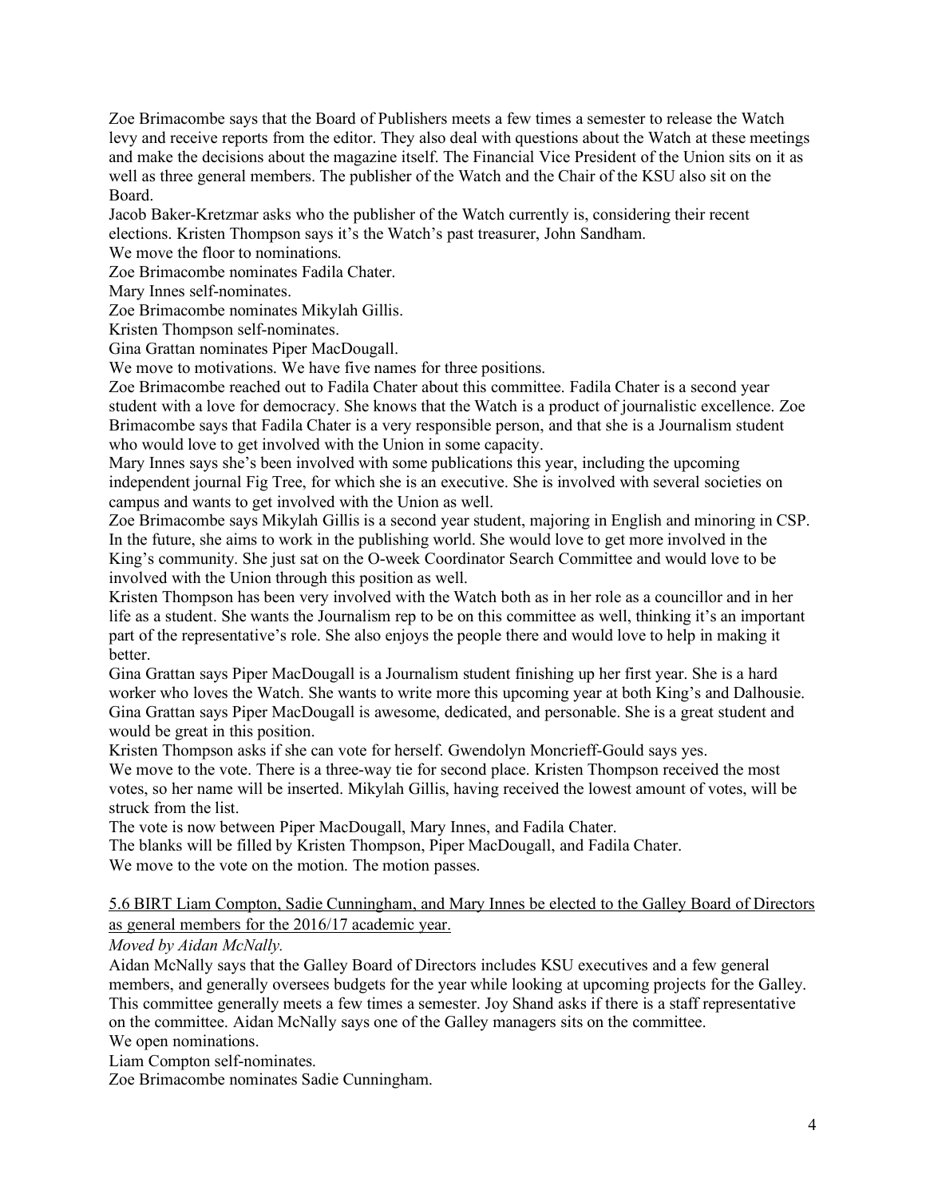Zoe Brimacombe says that the Board of Publishers meets a few times a semester to release the Watch levy and receive reports from the editor. They also deal with questions about the Watch at these meetings and make the decisions about the magazine itself. The Financial Vice President of the Union sits on it as well as three general members. The publisher of the Watch and the Chair of the KSU also sit on the Board.

Jacob Baker-Kretzmar asks who the publisher of the Watch currently is, considering their recent elections. Kristen Thompson says it's the Watch's past treasurer, John Sandham.

We move the floor to nominations.

Zoe Brimacombe nominates Fadila Chater.

Mary Innes self-nominates.

Zoe Brimacombe nominates Mikylah Gillis.

Kristen Thompson self-nominates.

Gina Grattan nominates Piper MacDougall.

We move to motivations. We have five names for three positions.

Zoe Brimacombe reached out to Fadila Chater about this committee. Fadila Chater is a second year student with a love for democracy. She knows that the Watch is a product of journalistic excellence. Zoe Brimacombe says that Fadila Chater is a very responsible person, and that she is a Journalism student who would love to get involved with the Union in some capacity.

Mary Innes says she's been involved with some publications this year, including the upcoming independent journal Fig Tree, for which she is an executive. She is involved with several societies on campus and wants to get involved with the Union as well.

Zoe Brimacombe says Mikylah Gillis is a second year student, majoring in English and minoring in CSP. In the future, she aims to work in the publishing world. She would love to get more involved in the King's community. She just sat on the O-week Coordinator Search Committee and would love to be involved with the Union through this position as well.

Kristen Thompson has been very involved with the Watch both as in her role as a councillor and in her life as a student. She wants the Journalism rep to be on this committee as well, thinking it's an important part of the representative's role. She also enjoys the people there and would love to help in making it better.

Gina Grattan says Piper MacDougall is a Journalism student finishing up her first year. She is a hard worker who loves the Watch. She wants to write more this upcoming year at both King's and Dalhousie. Gina Grattan says Piper MacDougall is awesome, dedicated, and personable. She is a great student and would be great in this position.

Kristen Thompson asks if she can vote for herself. Gwendolyn Moncrieff-Gould says yes.

We move to the vote. There is a three-way tie for second place. Kristen Thompson received the most votes, so her name will be inserted. Mikylah Gillis, having received the lowest amount of votes, will be struck from the list.

The vote is now between Piper MacDougall, Mary Innes, and Fadila Chater.

The blanks will be filled by Kristen Thompson, Piper MacDougall, and Fadila Chater.

We move to the vote on the motion. The motion passes.

<u>5.6 BIRT Liam Compton, Sadie Cunningham, and Mary Innes be elected to the Galley Board of Directors as general members for the 2016/17 academic year.</u>

*Moved by Aidan McNally.*

Aidan McNally says that the Galley Board of Directors includes KSU executives and a few general members, and generally oversees budgets for the year while looking at upcoming projects for the Galley. This committee generally meets a few times a semester. Joy Shand asks if there is a staff representative on the committee. Aidan McNally says one of the Galley managers sits on the committee.

We open nominations.

Liam Compton self-nominates.

Zoe Brimacombe nominates Sadie Cunningham.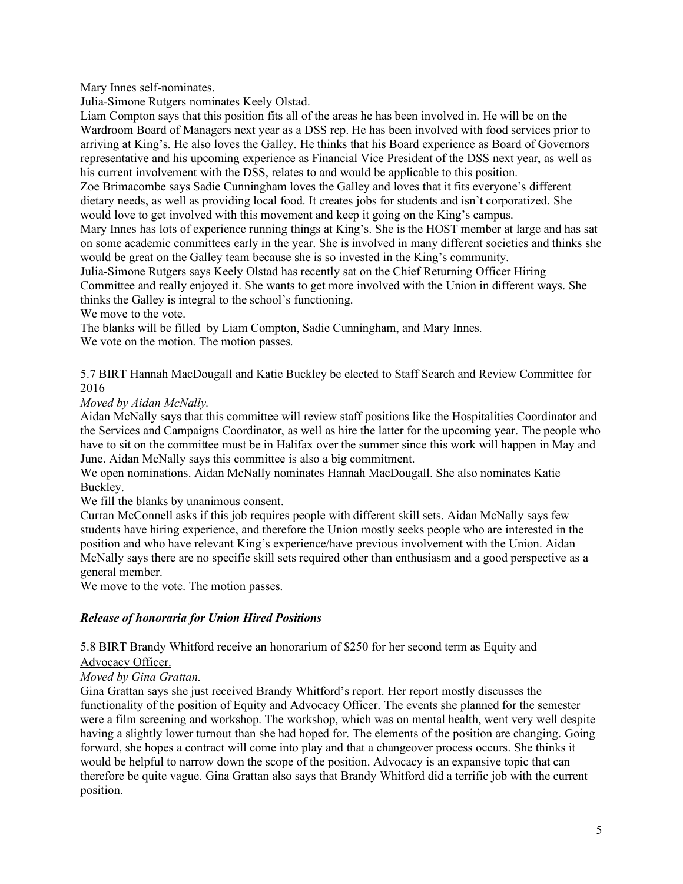Mary Innes self-nominates.

Julia-Simone Rutgers nominates Keely Olstad.

Liam Compton says that this position fits all of the areas he has been involved in. He will be on the Wardroom Board of Managers next year as a DSS rep. He has been involved with food services prior to arriving at King's. He also loves the Galley. He thinks that his Board experience as Board of Governors representative and his upcoming experience as Financial Vice President of the DSS next year, as well as his current involvement with the DSS, relates to and would be applicable to this position.

Zoe Brimacombe says Sadie Cunningham loves the Galley and loves that it fits everyone's different dietary needs, as well as providing local food. It creates jobs for students and isn't corporatized. She would love to get involved with this movement and keep it going on the King's campus.

Mary Innes has lots of experience running things at King's. She is the HOST member at large and has sat on some academic committees early in the year. She is involved in many different societies and thinks she would be great on the Galley team because she is so invested in the King's community.

Julia-Simone Rutgers says Keely Olstad has recently sat on the Chief Returning Officer Hiring Committee and really enjoyed it. She wants to get more involved with the Union in different ways. She thinks the Galley is integral to the school's functioning.

We move to the vote.

The blanks will be filled by Liam Compton, Sadie Cunningham, and Mary Innes.

We vote on the motion. The motion passes.

<u>5.7 BIRT Hannah MacDougall and Katie Buckley be elected to Staff Search and Review Committee for 2016</u>

*Moved by Aidan McNally.*

Aidan McNally says that this committee will review staff positions like the Hospitalities Coordinator and the Services and Campaigns Coordinator, as well as hire the latter for the upcoming year. The people who have to sit on the committee must be in Halifax over the summer since this work will happen in May and June. Aidan McNally says this committee is also a big commitment.

We open nominations. Aidan McNally nominates Hannah MacDougall. She also nominates Katie Buckley.

We fill the blanks by unanimous consent.

Curran McConnell asks if this job requires people with different skill sets. Aidan McNally says few students have hiring experience, and therefore the Union mostly seeks people who are interested in the position and who have relevant King's experience/have previous involvement with the Union. Aidan McNally says there are no specific skill sets required other than enthusiasm and a good perspective as a general member.

We move to the vote. The motion passes.

### ***Release of honoraria for Union Hired Positions***

<u>5.8 BIRT Brandy Whitford receive an honorarium of $250 for her second term as Equity and Advocacy Officer.</u>

*Moved by Gina Grattan.*

Gina Grattan says she just received Brandy Whitford's report. Her report mostly discusses the functionality of the position of Equity and Advocacy Officer. The events she planned for the semester were a film screening and workshop. The workshop, which was on mental health, went very well despite having a slightly lower turnout than she had hoped for. The elements of the position are changing. Going forward, she hopes a contract will come into play and that a changeover process occurs. She thinks it would be helpful to narrow down the scope of the position. Advocacy is an expansive topic that can therefore be quite vague. Gina Grattan also says that Brandy Whitford did a terrific job with the current position.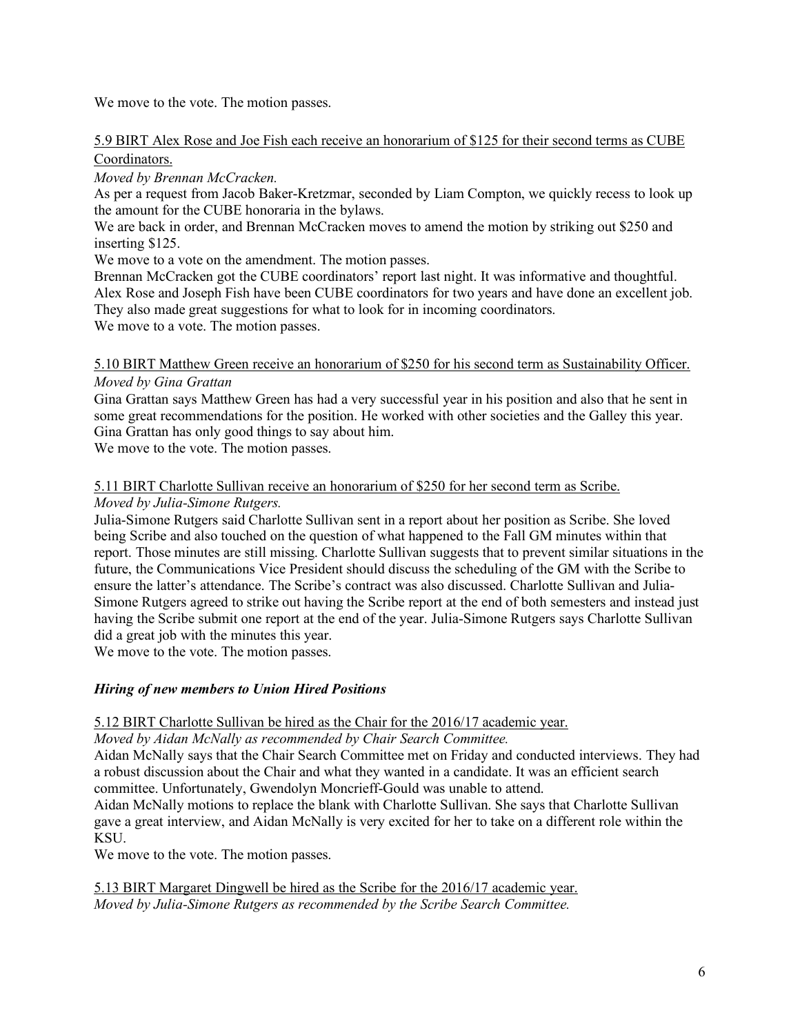We move to the vote. The motion passes.

<u>5.9 BIRT Alex Rose and Joe Fish each receive an honorarium of $125 for their second terms as CUBE Coordinators.</u>

*Moved by Brennan McCracken.*

As per a request from Jacob Baker-Kretzmar, seconded by Liam Compton, we quickly recess to look up the amount for the CUBE honoraria in the bylaws.

We are back in order, and Brennan McCracken moves to amend the motion by striking out $250 and inserting $125.

We move to a vote on the amendment. The motion passes.

Brennan McCracken got the CUBE coordinators' report last night. It was informative and thoughtful. Alex Rose and Joseph Fish have been CUBE coordinators for two years and have done an excellent job. They also made great suggestions for what to look for in incoming coordinators.

We move to a vote. The motion passes.

<u>5.10 BIRT Matthew Green receive an honorarium of $250 for his second term as Sustainability Officer.</u>

*Moved by Gina Grattan*

Gina Grattan says Matthew Green has had a very successful year in his position and also that he sent in some great recommendations for the position. He worked with other societies and the Galley this year. Gina Grattan has only good things to say about him.

We move to the vote. The motion passes.

<u>5.11 BIRT Charlotte Sullivan receive an honorarium of $250 for her second term as Scribe.</u>

*Moved by Julia-Simone Rutgers.*

Julia-Simone Rutgers said Charlotte Sullivan sent in a report about her position as Scribe. She loved being Scribe and also touched on the question of what happened to the Fall GM minutes within that report. Those minutes are still missing. Charlotte Sullivan suggests that to prevent similar situations in the future, the Communications Vice President should discuss the scheduling of the GM with the Scribe to ensure the latter's attendance. The Scribe's contract was also discussed. Charlotte Sullivan and Julia-Simone Rutgers agreed to strike out having the Scribe report at the end of both semesters and instead just having the Scribe submit one report at the end of the year. Julia-Simone Rutgers says Charlotte Sullivan did a great job with the minutes this year.

We move to the vote. The motion passes.

***Hiring of new members to Union Hired Positions***

<u>5.12 BIRT Charlotte Sullivan be hired as the Chair for the 2016/17 academic year.</u>

*Moved by Aidan McNally as recommended by Chair Search Committee.*

Aidan McNally says that the Chair Search Committee met on Friday and conducted interviews. They had a robust discussion about the Chair and what they wanted in a candidate. It was an efficient search committee. Unfortunately, Gwendolyn Moncrieff-Gould was unable to attend.

Aidan McNally motions to replace the blank with Charlotte Sullivan. She says that Charlotte Sullivan gave a great interview, and Aidan McNally is very excited for her to take on a different role within the KSU.

We move to the vote. The motion passes.

<u>5.13 BIRT Margaret Dingwell be hired as the Scribe for the 2016/17 academic year.</u>

*Moved by Julia-Simone Rutgers as recommended by the Scribe Search Committee.*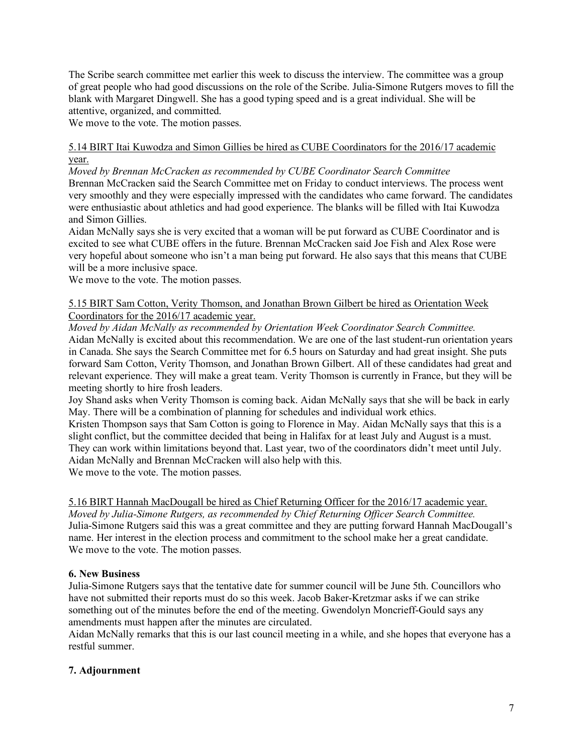The Scribe search committee met earlier this week to discuss the interview. The committee was a group of great people who had good discussions on the role of the Scribe. Julia-Simone Rutgers moves to fill the blank with Margaret Dingwell. She has a good typing speed and is a great individual. She will be attentive, organized, and committed.
We move to the vote. The motion passes.

5.14 BIRT Itai Kuwodza and Simon Gillies be hired as CUBE Coordinators for the 2016/17 academic year.

*Moved by Brennan McCracken as recommended by CUBE Coordinator Search Committee*
Brennan McCracken said the Search Committee met on Friday to conduct interviews. The process went very smoothly and they were especially impressed with the candidates who came forward. The candidates were enthusiastic about athletics and had good experience. The blanks will be filled with Itai Kuwodza and Simon Gillies.
Aidan McNally says she is very excited that a woman will be put forward as CUBE Coordinator and is excited to see what CUBE offers in the future. Brennan McCracken said Joe Fish and Alex Rose were very hopeful about someone who isn't a man being put forward. He also says that this means that CUBE will be a more inclusive space.
We move to the vote. The motion passes.

5.15 BIRT Sam Cotton, Verity Thomson, and Jonathan Brown Gilbert be hired as Orientation Week Coordinators for the 2016/17 academic year.

*Moved by Aidan McNally as recommended by Orientation Week Coordinator Search Committee.*
Aidan McNally is excited about this recommendation. We are one of the last student-run orientation years in Canada. She says the Search Committee met for 6.5 hours on Saturday and had great insight. She puts forward Sam Cotton, Verity Thomson, and Jonathan Brown Gilbert. All of these candidates had great and relevant experience. They will make a great team. Verity Thomson is currently in France, but they will be meeting shortly to hire frosh leaders.
Joy Shand asks when Verity Thomson is coming back. Aidan McNally says that she will be back in early May. There will be a combination of planning for schedules and individual work ethics.
Kristen Thompson says that Sam Cotton is going to Florence in May. Aidan McNally says that this is a slight conflict, but the committee decided that being in Halifax for at least July and August is a must. They can work within limitations beyond that. Last year, two of the coordinators didn't meet until July. Aidan McNally and Brennan McCracken will also help with this.
We move to the vote. The motion passes.

5.16 BIRT Hannah MacDougall be hired as Chief Returning Officer for the 2016/17 academic year.
*Moved by Julia-Simone Rutgers, as recommended by Chief Returning Officer Search Committee.*
Julia-Simone Rutgers said this was a great committee and they are putting forward Hannah MacDougall's name. Her interest in the election process and commitment to the school make her a great candidate.
We move to the vote. The motion passes.

## 6. New Business

Julia-Simone Rutgers says that the tentative date for summer council will be June 5th. Councillors who have not submitted their reports must do so this week. Jacob Baker-Kretzmar asks if we can strike something out of the minutes before the end of the meeting. Gwendolyn Moncrieff-Gould says any amendments must happen after the minutes are circulated.
Aidan McNally remarks that this is our last council meeting in a while, and she hopes that everyone has a restful summer.

## 7. Adjournment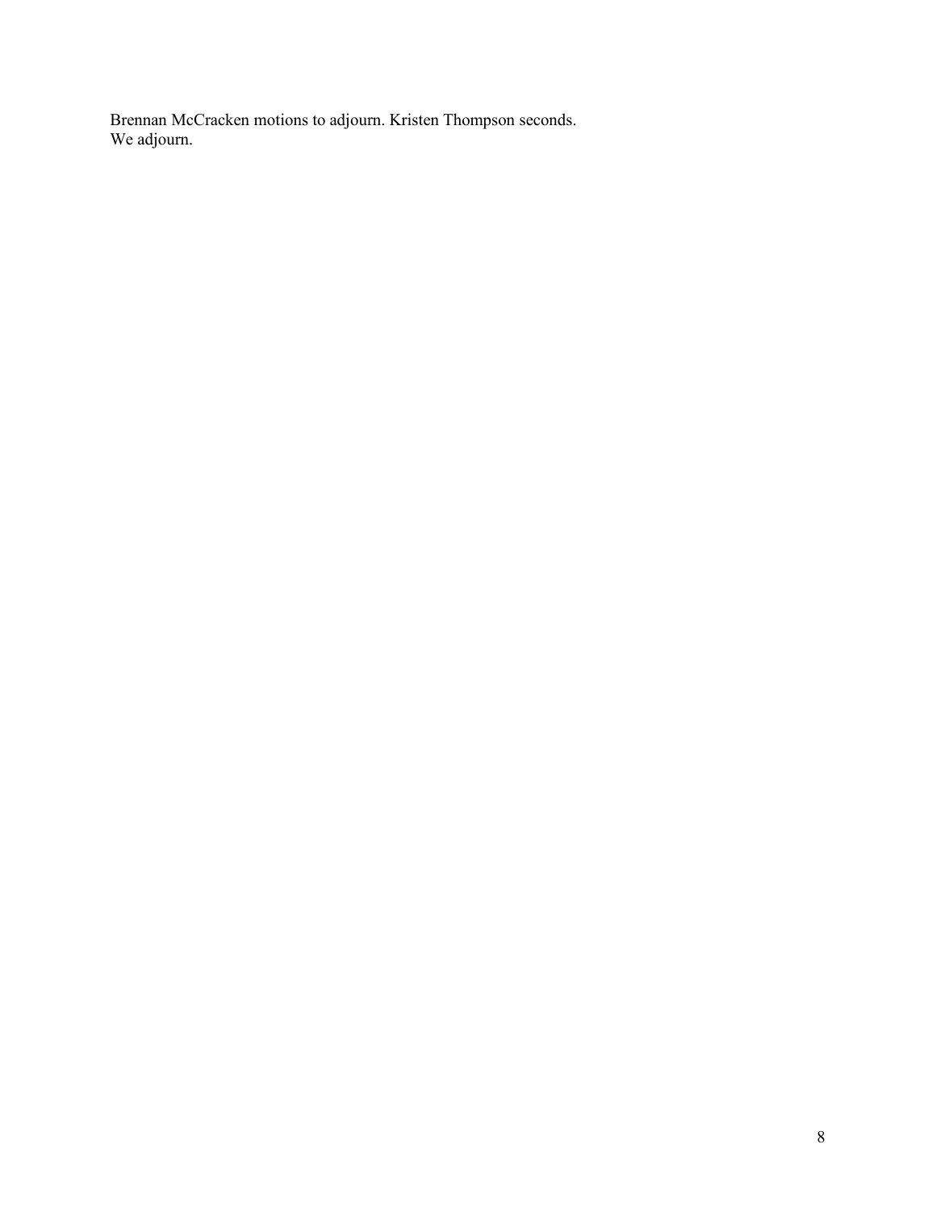Brennan McCracken motions to adjourn. Kristen Thompson seconds.
We adjourn.